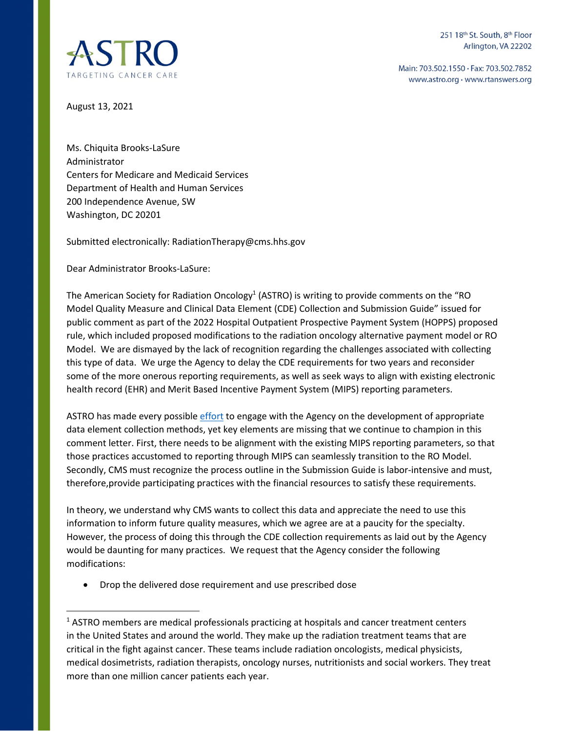ASTRO
TARGETING CANCER CARE

251 18th St. South, 8th Floor
Arlington, VA 22202

Main: 703.502.1550 · Fax: 703.502.7852
www.astro.org · www.rtanswers.org

August 13, 2021

Ms. Chiquita Brooks-LaSure
Administrator
Centers for Medicare and Medicaid Services
Department of Health and Human Services
200 Independence Avenue, SW
Washington, DC 20201

Submitted electronically: RadiationTherapy@cms.hhs.gov

Dear Administrator Brooks-LaSure:

The American Society for Radiation Oncology[1] (ASTRO) is writing to provide comments on the "RO Model Quality Measure and Clinical Data Element (CDE) Collection and Submission Guide" issued for public comment as part of the 2022 Hospital Outpatient Prospective Payment System (HOPPS) proposed rule, which included proposed modifications to the radiation oncology alternative payment model or RO Model. We are dismayed by the lack of recognition regarding the challenges associated with collecting this type of data. We urge the Agency to delay the CDE requirements for two years and reconsider some of the more onerous reporting requirements, as well as seek ways to align with existing electronic health record (EHR) and Merit Based Incentive Payment System (MIPS) reporting parameters.

ASTRO has made every possible effort to engage with the Agency on the development of appropriate data element collection methods, yet key elements are missing that we continue to champion in this comment letter. First, there needs to be alignment with the existing MIPS reporting parameters, so that those practices accustomed to reporting through MIPS can seamlessly transition to the RO Model. Secondly, CMS must recognize the process outline in the Submission Guide is labor-intensive and must, therefore,provide participating practices with the financial resources to satisfy these requirements.

In theory, we understand why CMS wants to collect this data and appreciate the need to use this information to inform future quality measures, which we agree are at a paucity for the specialty. However, the process of doing this through the CDE collection requirements as laid out by the Agency would be daunting for many practices. We request that the Agency consider the following modifications:

- Drop the delivered dose requirement and use prescribed dose

[1] ASTRO members are medical professionals practicing at hospitals and cancer treatment centers in the United States and around the world. They make up the radiation treatment teams that are critical in the fight against cancer. These teams include radiation oncologists, medical physicists, medical dosimetrists, radiation therapists, oncology nurses, nutritionists and social workers. They treat more than one million cancer patients each year.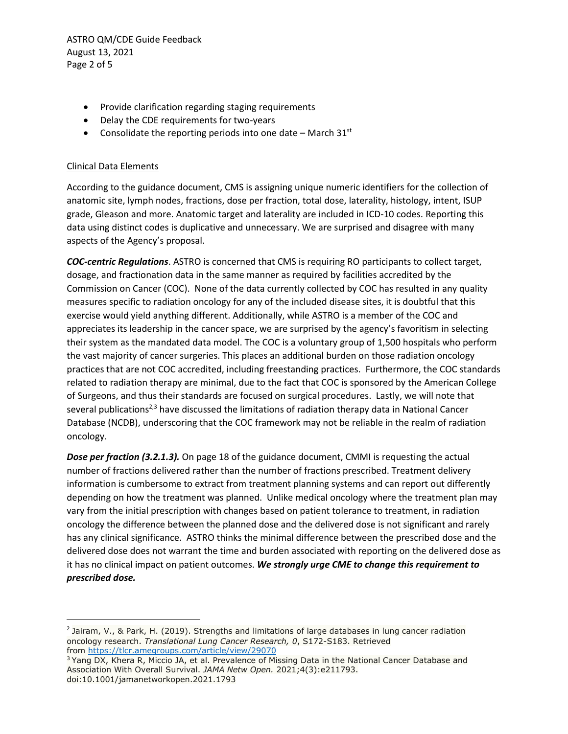- Provide clarification regarding staging requirements
- Delay the CDE requirements for two-years
- Consolidate the reporting periods into one date – March 31st

Clinical Data Elements

According to the guidance document, CMS is assigning unique numeric identifiers for the collection of anatomic site, lymph nodes, fractions, dose per fraction, total dose, laterality, histology, intent, ISUP grade, Gleason and more. Anatomic target and laterality are included in ICD-10 codes. Reporting this data using distinct codes is duplicative and unnecessary. We are surprised and disagree with many aspects of the Agency's proposal.

***COC-centric Regulations***. ASTRO is concerned that CMS is requiring RO participants to collect target, dosage, and fractionation data in the same manner as required by facilities accredited by the Commission on Cancer (COC). None of the data currently collected by COC has resulted in any quality measures specific to radiation oncology for any of the included disease sites, it is doubtful that this exercise would yield anything different. Additionally, while ASTRO is a member of the COC and appreciates its leadership in the cancer space, we are surprised by the agency's favoritism in selecting their system as the mandated data model. The COC is a voluntary group of 1,500 hospitals who perform the vast majority of cancer surgeries. This places an additional burden on those radiation oncology practices that are not COC accredited, including freestanding practices. Furthermore, the COC standards related to radiation therapy are minimal, due to the fact that COC is sponsored by the American College of Surgeons, and thus their standards are focused on surgical procedures. Lastly, we will note that several publications[2,3] have discussed the limitations of radiation therapy data in National Cancer Database (NCDB), underscoring that the COC framework may not be reliable in the realm of radiation oncology.

***Dose per fraction (3.2.1.3).*** On page 18 of the guidance document, CMMI is requesting the actual number of fractions delivered rather than the number of fractions prescribed. Treatment delivery information is cumbersome to extract from treatment planning systems and can report out differently depending on how the treatment was planned. Unlike medical oncology where the treatment plan may vary from the initial prescription with changes based on patient tolerance to treatment, in radiation oncology the difference between the planned dose and the delivered dose is not significant and rarely has any clinical significance. ASTRO thinks the minimal difference between the prescribed dose and the delivered dose does not warrant the time and burden associated with reporting on the delivered dose as it has no clinical impact on patient outcomes. ***We strongly urge CME to change this requirement to prescribed dose.***

---

[2] Jairam, V., & Park, H. (2019). Strengths and limitations of large databases in lung cancer radiation oncology research. *Translational Lung Cancer Research, 0*, S172-S183. Retrieved from https://tlcr.amegroups.com/article/view/29070

[3] Yang DX, Khera R, Miccio JA, et al. Prevalence of Missing Data in the National Cancer Database and Association With Overall Survival. *JAMA Netw Open.* 2021;4(3):e211793. doi:10.1001/jamanetworkopen.2021.1793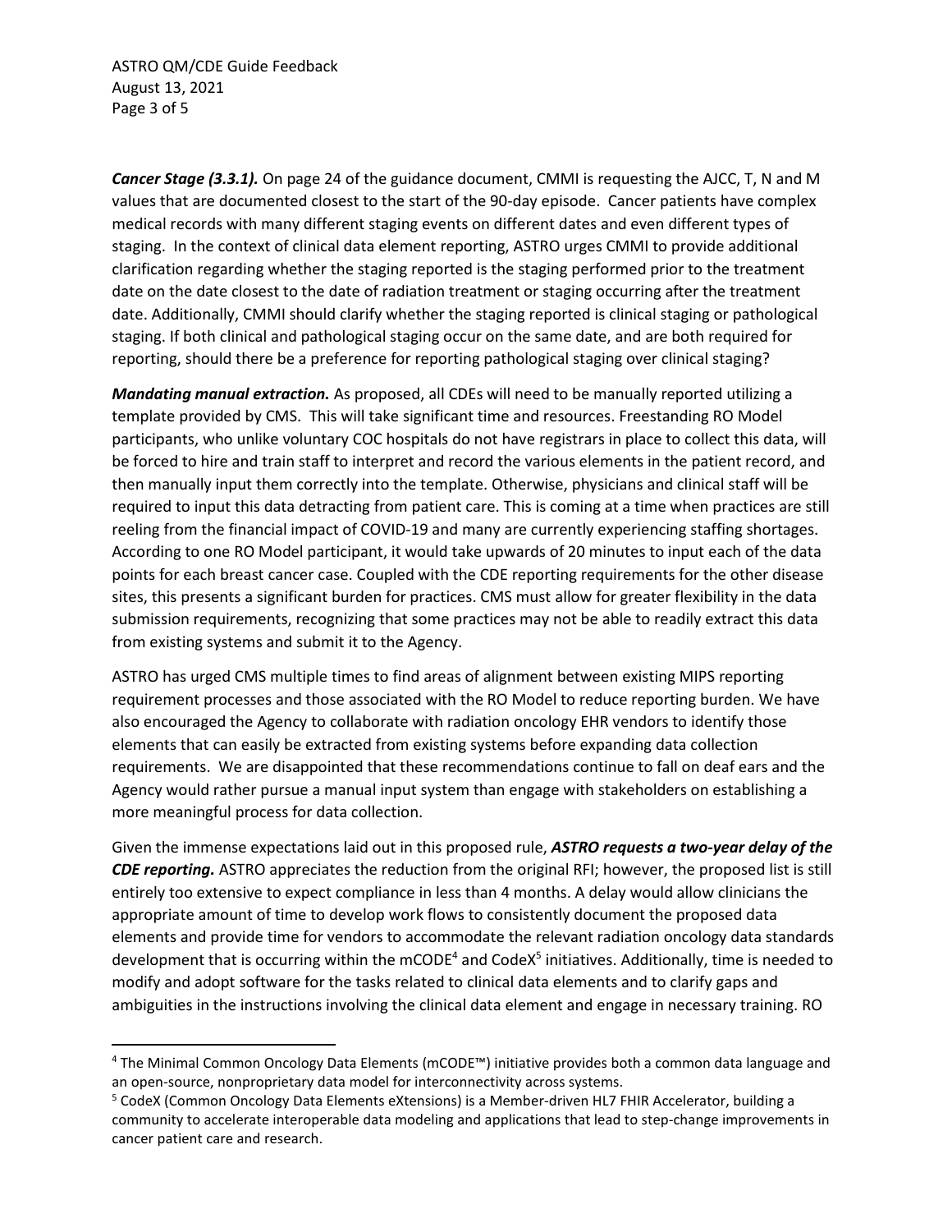***Cancer Stage (3.3.1).*** On page 24 of the guidance document, CMMI is requesting the AJCC, T, N and M values that are documented closest to the start of the 90-day episode. Cancer patients have complex medical records with many different staging events on different dates and even different types of staging. In the context of clinical data element reporting, ASTRO urges CMMI to provide additional clarification regarding whether the staging reported is the staging performed prior to the treatment date on the date closest to the date of radiation treatment or staging occurring after the treatment date. Additionally, CMMI should clarify whether the staging reported is clinical staging or pathological staging. If both clinical and pathological staging occur on the same date, and are both required for reporting, should there be a preference for reporting pathological staging over clinical staging?

***Mandating manual extraction.*** As proposed, all CDEs will need to be manually reported utilizing a template provided by CMS. This will take significant time and resources. Freestanding RO Model participants, who unlike voluntary COC hospitals do not have registrars in place to collect this data, will be forced to hire and train staff to interpret and record the various elements in the patient record, and then manually input them correctly into the template. Otherwise, physicians and clinical staff will be required to input this data detracting from patient care. This is coming at a time when practices are still reeling from the financial impact of COVID-19 and many are currently experiencing staffing shortages. According to one RO Model participant, it would take upwards of 20 minutes to input each of the data points for each breast cancer case. Coupled with the CDE reporting requirements for the other disease sites, this presents a significant burden for practices. CMS must allow for greater flexibility in the data submission requirements, recognizing that some practices may not be able to readily extract this data from existing systems and submit it to the Agency.

ASTRO has urged CMS multiple times to find areas of alignment between existing MIPS reporting requirement processes and those associated with the RO Model to reduce reporting burden. We have also encouraged the Agency to collaborate with radiation oncology EHR vendors to identify those elements that can easily be extracted from existing systems before expanding data collection requirements. We are disappointed that these recommendations continue to fall on deaf ears and the Agency would rather pursue a manual input system than engage with stakeholders on establishing a more meaningful process for data collection.

Given the immense expectations laid out in this proposed rule, ***ASTRO requests a two-year delay of the CDE reporting.*** ASTRO appreciates the reduction from the original RFI; however, the proposed list is still entirely too extensive to expect compliance in less than 4 months. A delay would allow clinicians the appropriate amount of time to develop work flows to consistently document the proposed data elements and provide time for vendors to accommodate the relevant radiation oncology data standards development that is occurring within the mCODE[4] and CodeX[5] initiatives. Additionally, time is needed to modify and adopt software for the tasks related to clinical data elements and to clarify gaps and ambiguities in the instructions involving the clinical data element and engage in necessary training. RO

---

[4] The Minimal Common Oncology Data Elements (mCODE™) initiative provides both a common data language and an open-source, nonproprietary data model for interconnectivity across systems.

[5] CodeX (Common Oncology Data Elements eXtensions) is a Member-driven HL7 FHIR Accelerator, building a community to accelerate interoperable data modeling and applications that lead to step-change improvements in cancer patient care and research.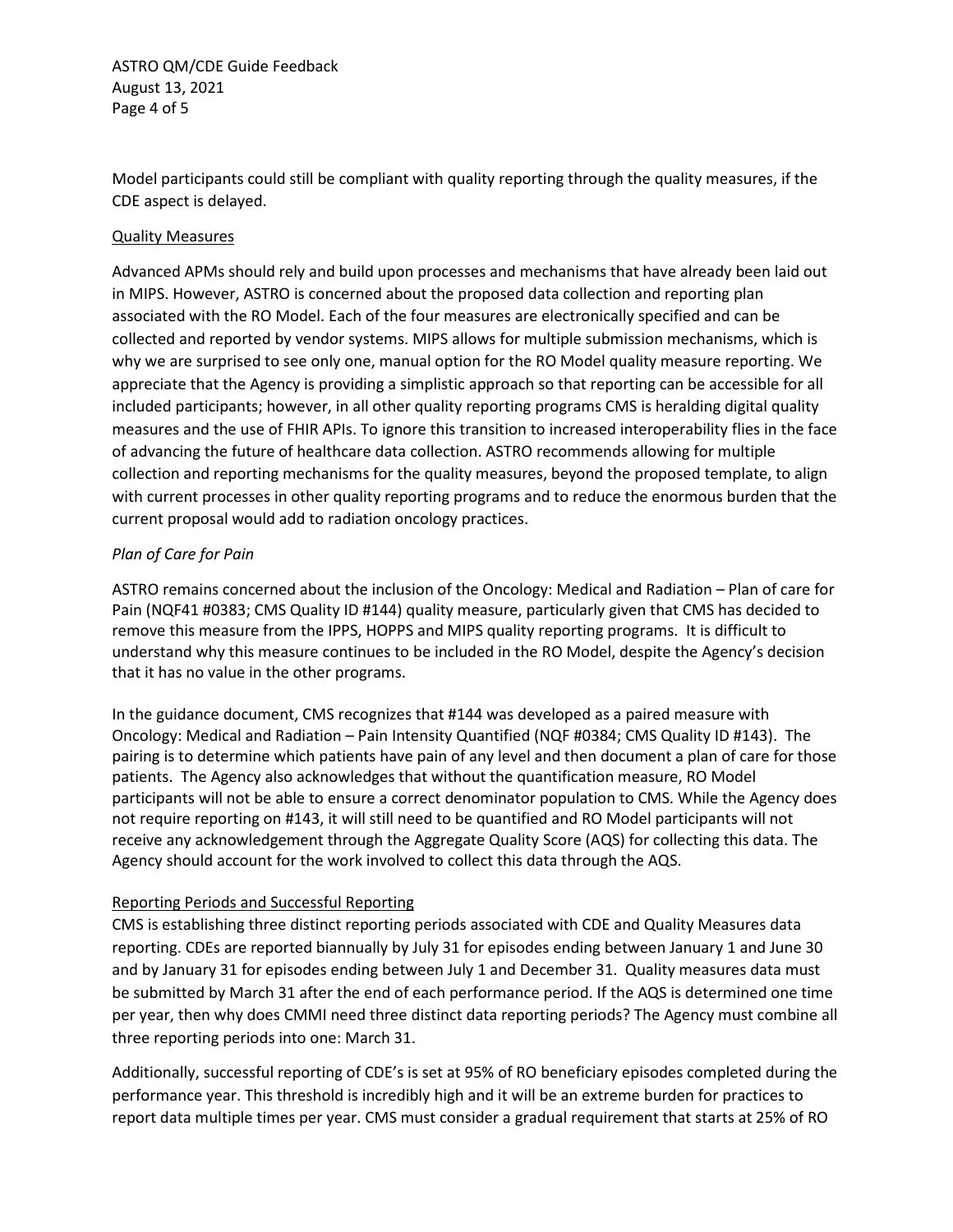Model participants could still be compliant with quality reporting through the quality measures, if the CDE aspect is delayed.

## Quality Measures

Advanced APMs should rely and build upon processes and mechanisms that have already been laid out in MIPS. However, ASTRO is concerned about the proposed data collection and reporting plan associated with the RO Model. Each of the four measures are electronically specified and can be collected and reported by vendor systems. MIPS allows for multiple submission mechanisms, which is why we are surprised to see only one, manual option for the RO Model quality measure reporting. We appreciate that the Agency is providing a simplistic approach so that reporting can be accessible for all included participants; however, in all other quality reporting programs CMS is heralding digital quality measures and the use of FHIR APIs. To ignore this transition to increased interoperability flies in the face of advancing the future of healthcare data collection. ASTRO recommends allowing for multiple collection and reporting mechanisms for the quality measures, beyond the proposed template, to align with current processes in other quality reporting programs and to reduce the enormous burden that the current proposal would add to radiation oncology practices.

### *Plan of Care for Pain*

ASTRO remains concerned about the inclusion of the Oncology: Medical and Radiation – Plan of care for Pain (NQF41 #0383; CMS Quality ID #144) quality measure, particularly given that CMS has decided to remove this measure from the IPPS, HOPPS and MIPS quality reporting programs. It is difficult to understand why this measure continues to be included in the RO Model, despite the Agency's decision that it has no value in the other programs.

In the guidance document, CMS recognizes that #144 was developed as a paired measure with Oncology: Medical and Radiation – Pain Intensity Quantified (NQF #0384; CMS Quality ID #143). The pairing is to determine which patients have pain of any level and then document a plan of care for those patients. The Agency also acknowledges that without the quantification measure, RO Model participants will not be able to ensure a correct denominator population to CMS. While the Agency does not require reporting on #143, it will still need to be quantified and RO Model participants will not receive any acknowledgement through the Aggregate Quality Score (AQS) for collecting this data. The Agency should account for the work involved to collect this data through the AQS.

## Reporting Periods and Successful Reporting

CMS is establishing three distinct reporting periods associated with CDE and Quality Measures data reporting. CDEs are reported biannually by July 31 for episodes ending between January 1 and June 30 and by January 31 for episodes ending between July 1 and December 31. Quality measures data must be submitted by March 31 after the end of each performance period. If the AQS is determined one time per year, then why does CMMI need three distinct data reporting periods? The Agency must combine all three reporting periods into one: March 31.

Additionally, successful reporting of CDE's is set at 95% of RO beneficiary episodes completed during the performance year. This threshold is incredibly high and it will be an extreme burden for practices to report data multiple times per year. CMS must consider a gradual requirement that starts at 25% of RO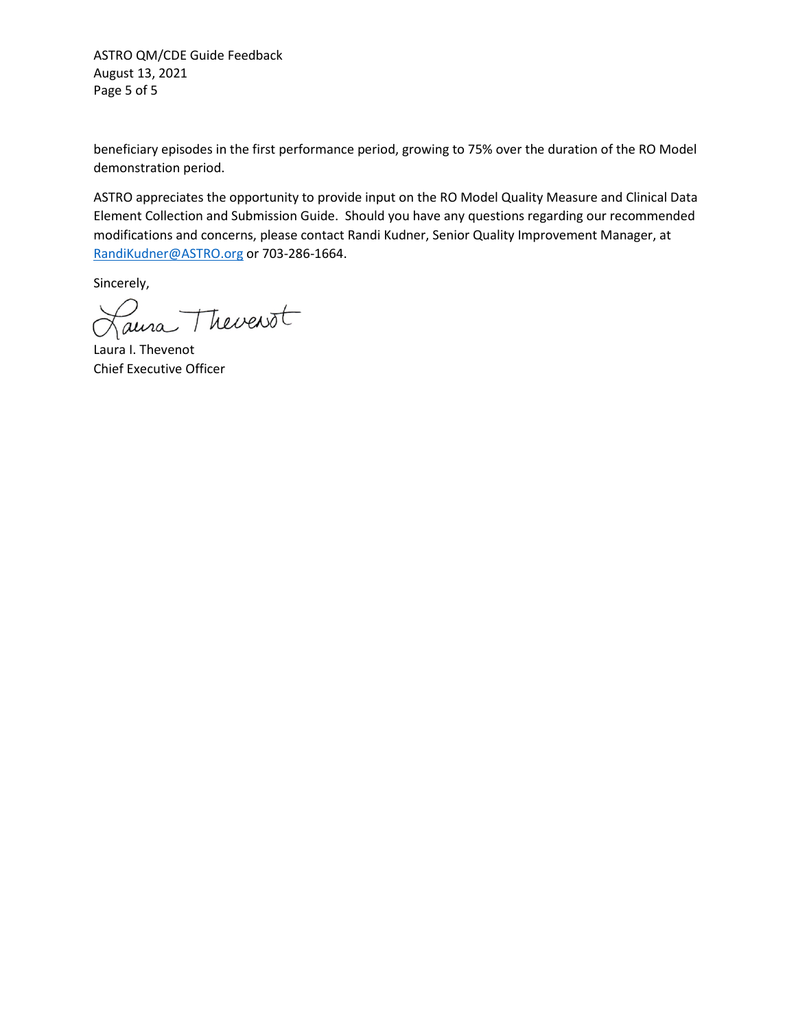beneficiary episodes in the first performance period, growing to 75% over the duration of the RO Model demonstration period.

ASTRO appreciates the opportunity to provide input on the RO Model Quality Measure and Clinical Data Element Collection and Submission Guide. Should you have any questions regarding our recommended modifications and concerns, please contact Randi Kudner, Senior Quality Improvement Manager, at RandiKudner@ASTRO.org or 703-286-1664.

Sincerely,

Laura Thevenot

Laura I. Thevenot
Chief Executive Officer